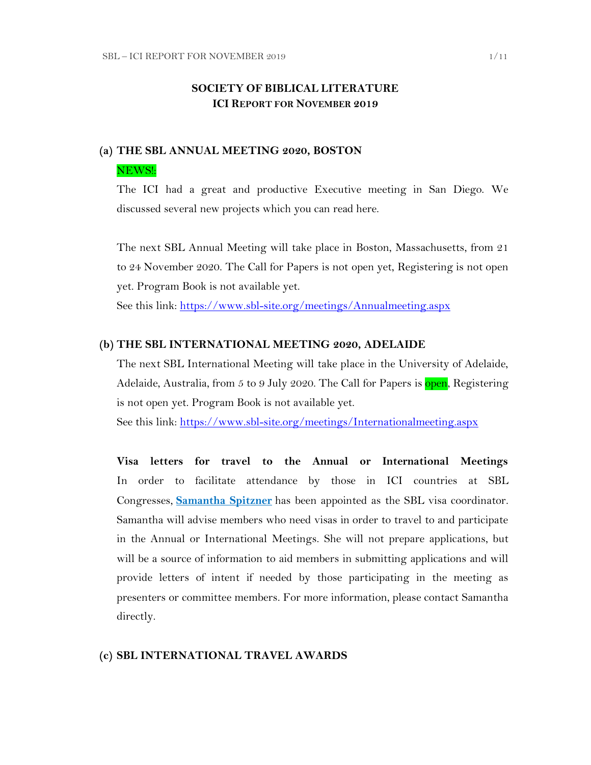# SOCIETY OF BIBLICAL LITERATURE
## ICI REPORT FOR NOVEMBER 2019

### (a) THE SBL ANNUAL MEETING 2020, BOSTON

NEWS!:

The ICI had a great and productive Executive meeting in San Diego. We discussed several new projects which you can read here.

The next SBL Annual Meeting will take place in Boston, Massachusetts, from 21 to 24 November 2020. The Call for Papers is not open yet, Registering is not open yet. Program Book is not available yet.

See this link: [https://www.sbl-site.org/meetings/Annualmeeting.aspx](https://www.sbl-site.org/meetings/Annualmeeting.aspx)

### (b) THE SBL INTERNATIONAL MEETING 2020, ADELAIDE

The next SBL International Meeting will take place in the University of Adelaide, Adelaide, Australia, from 5 to 9 July 2020. The Call for Papers is open, Registering is not open yet. Program Book is not available yet.

See this link: [https://www.sbl-site.org/meetings/Internationalmeeting.aspx](https://www.sbl-site.org/meetings/Internationalmeeting.aspx)

**Visa letters for travel to the Annual or International Meetings**
In order to facilitate attendance by those in ICI countries at SBL Congresses, **Samantha Spitzner** has been appointed as the SBL visa coordinator. Samantha will advise members who need visas in order to travel to and participate in the Annual or International Meetings. She will not prepare applications, but will be a source of information to aid members in submitting applications and will provide letters of intent if needed by those participating in the meeting as presenters or committee members. For more information, please contact Samantha directly.

### (c) SBL INTERNATIONAL TRAVEL AWARDS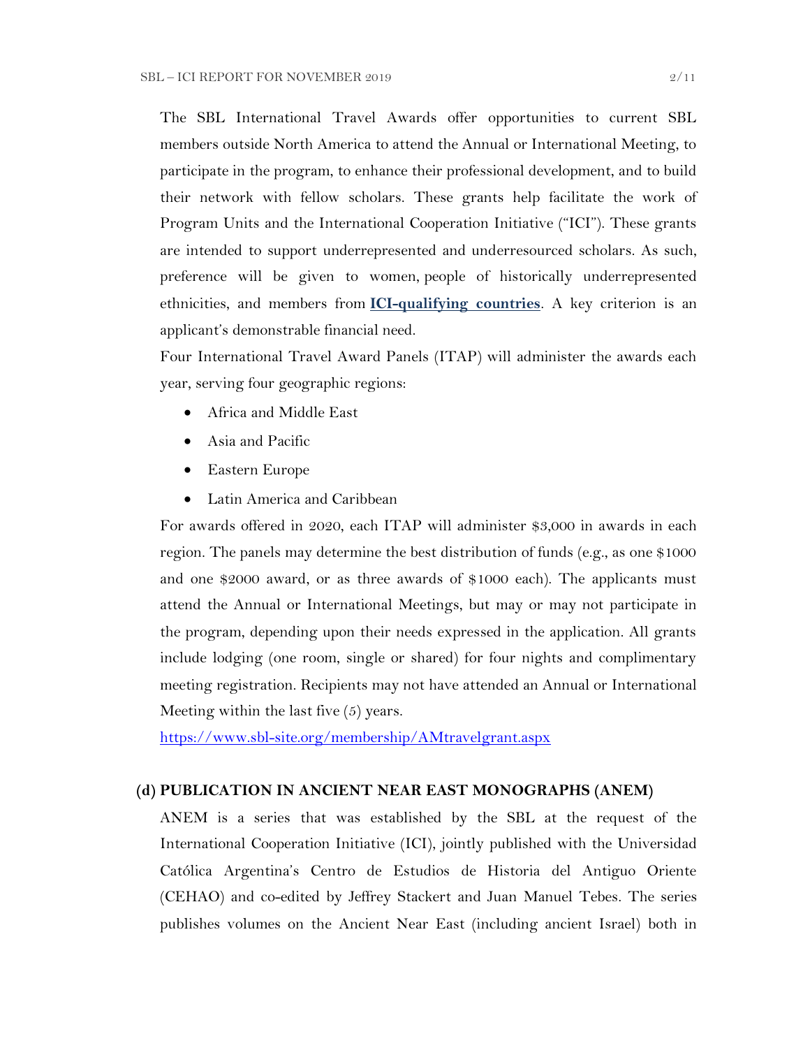The SBL International Travel Awards offer opportunities to current SBL members outside North America to attend the Annual or International Meeting, to participate in the program, to enhance their professional development, and to build their network with fellow scholars. These grants help facilitate the work of Program Units and the International Cooperation Initiative ("ICI"). These grants are intended to support underrepresented and underresourced scholars. As such, preference will be given to women, people of historically underrepresented ethnicities, and members from **ICI-qualifying countries**. A key criterion is an applicant's demonstrable financial need.

Four International Travel Award Panels (ITAP) will administer the awards each year, serving four geographic regions:

- Africa and Middle East
- Asia and Pacific
- Eastern Europe
- Latin America and Caribbean

For awards offered in 2020, each ITAP will administer $3,000 in awards in each region. The panels may determine the best distribution of funds (e.g., as one $1000 and one $2000 award, or as three awards of $1000 each). The applicants must attend the Annual or International Meetings, but may or may not participate in the program, depending upon their needs expressed in the application. All grants include lodging (one room, single or shared) for four nights and complimentary meeting registration. Recipients may not have attended an Annual or International Meeting within the last five (5) years.

https://www.sbl-site.org/membership/AMtravelgrant.aspx

### (d) PUBLICATION IN ANCIENT NEAR EAST MONOGRAPHS (ANEM)

ANEM is a series that was established by the SBL at the request of the International Cooperation Initiative (ICI), jointly published with the Universidad Católica Argentina's Centro de Estudios de Historia del Antiguo Oriente (CEHAO) and co-edited by Jeffrey Stackert and Juan Manuel Tebes. The series publishes volumes on the Ancient Near East (including ancient Israel) both in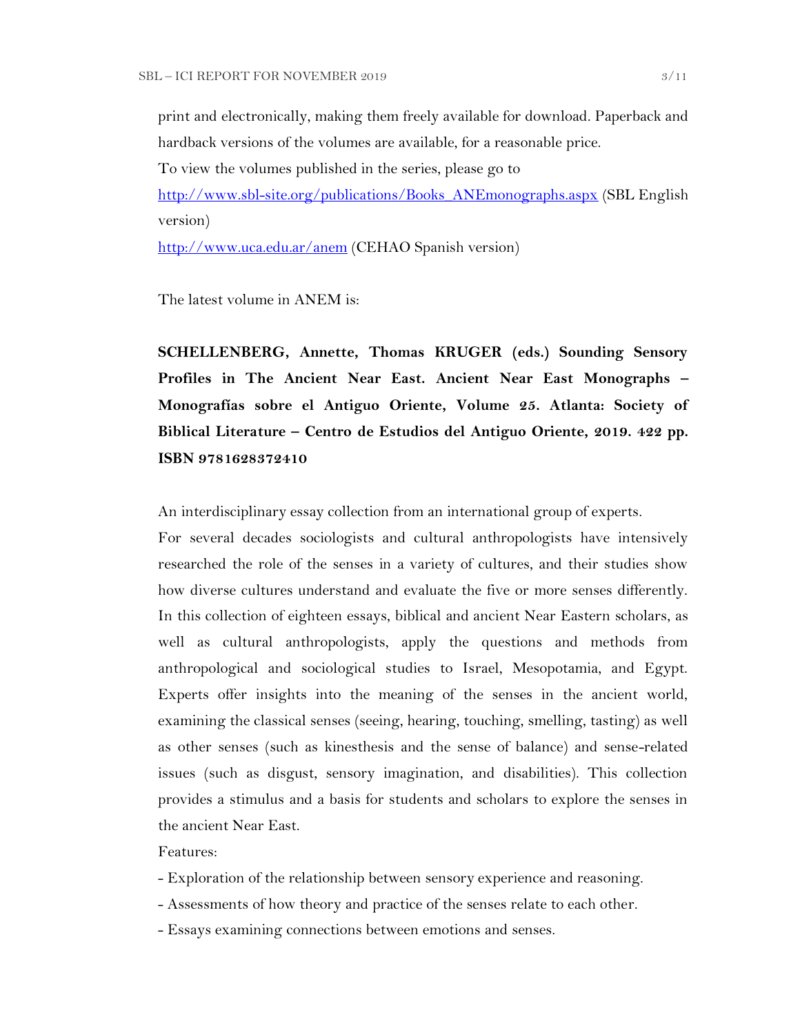print and electronically, making them freely available for download. Paperback and hardback versions of the volumes are available, for a reasonable price.

To view the volumes published in the series, please go to

[http://www.sbl-site.org/publications/Books_ANEmonographs.aspx](http://www.sbl-site.org/publications/Books_ANEmonographs.aspx) (SBL English version)

[http://www.uca.edu.ar/anem](http://www.uca.edu.ar/anem) (CEHAO Spanish version)

The latest volume in ANEM is:

**SCHELLENBERG, Annette, Thomas KRUGER (eds.) Sounding Sensory Profiles in The Ancient Near East. Ancient Near East Monographs – Monografías sobre el Antiguo Oriente, Volume 25. Atlanta: Society of Biblical Literature – Centro de Estudios del Antiguo Oriente, 2019. 422 pp. ISBN 9781628372410**

An interdisciplinary essay collection from an international group of experts.

For several decades sociologists and cultural anthropologists have intensively researched the role of the senses in a variety of cultures, and their studies show how diverse cultures understand and evaluate the five or more senses differently. In this collection of eighteen essays, biblical and ancient Near Eastern scholars, as well as cultural anthropologists, apply the questions and methods from anthropological and sociological studies to Israel, Mesopotamia, and Egypt. Experts offer insights into the meaning of the senses in the ancient world, examining the classical senses (seeing, hearing, touching, smelling, tasting) as well as other senses (such as kinesthesis and the sense of balance) and sense-related issues (such as disgust, sensory imagination, and disabilities). This collection provides a stimulus and a basis for students and scholars to explore the senses in the ancient Near East.

Features:

- Exploration of the relationship between sensory experience and reasoning.
- Assessments of how theory and practice of the senses relate to each other.
- Essays examining connections between emotions and senses.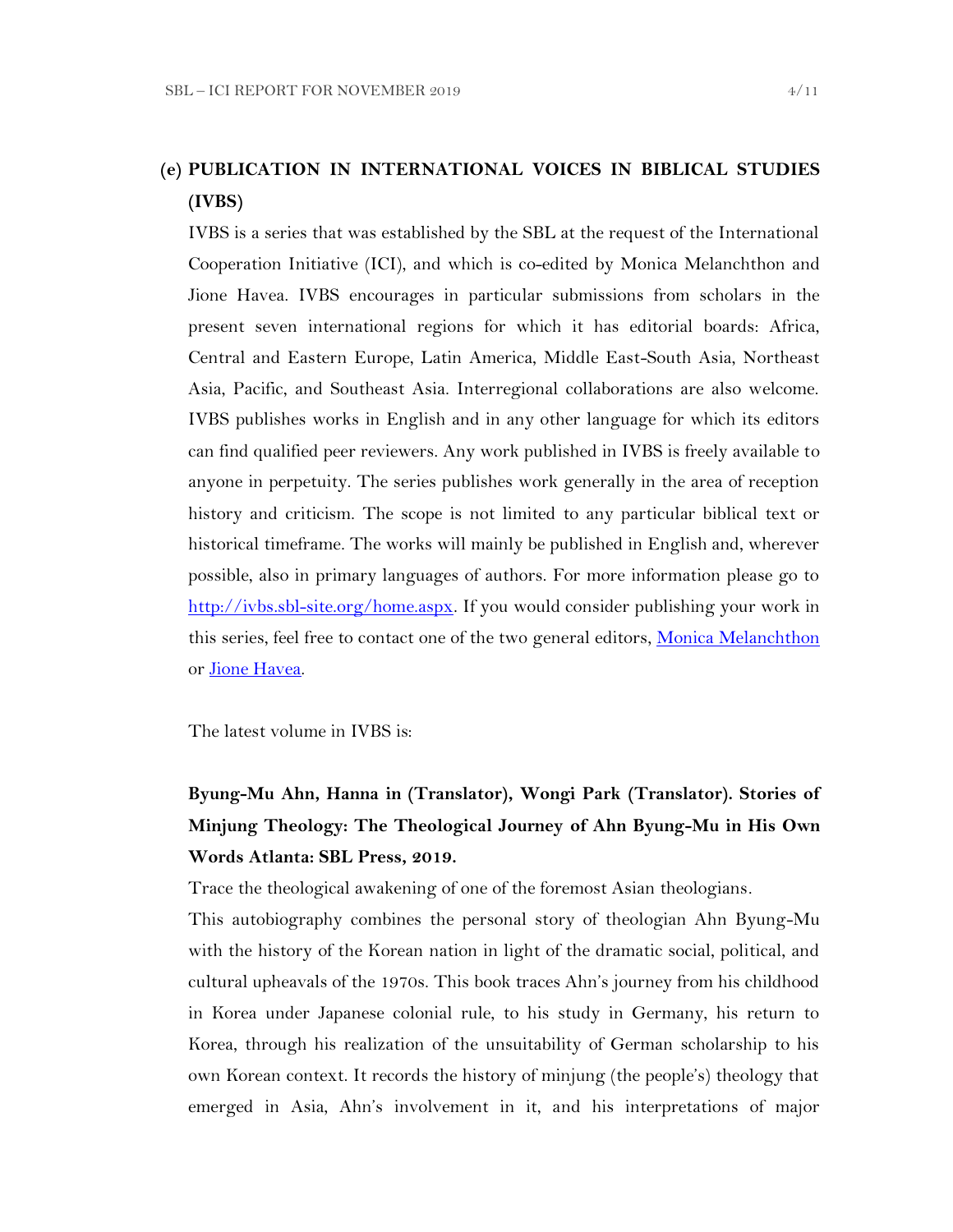## (e) PUBLICATION IN INTERNATIONAL VOICES IN BIBLICAL STUDIES (IVBS)

IVBS is a series that was established by the SBL at the request of the International Cooperation Initiative (ICI), and which is co-edited by Monica Melanchthon and Jione Havea. IVBS encourages in particular submissions from scholars in the present seven international regions for which it has editorial boards: Africa, Central and Eastern Europe, Latin America, Middle East-South Asia, Northeast Asia, Pacific, and Southeast Asia. Interregional collaborations are also welcome. IVBS publishes works in English and in any other language for which its editors can find qualified peer reviewers. Any work published in IVBS is freely available to anyone in perpetuity. The series publishes work generally in the area of reception history and criticism. The scope is not limited to any particular biblical text or historical timeframe. The works will mainly be published in English and, wherever possible, also in primary languages of authors. For more information please go to [http://ivbs.sbl-site.org/home.aspx](http://ivbs.sbl-site.org/home.aspx). If you would consider publishing your work in this series, feel free to contact one of the two general editors, Monica Melanchthon or Jione Havea.

The latest volume in IVBS is:

**Byung-Mu Ahn, Hanna in (Translator), Wongi Park (Translator). Stories of Minjung Theology: The Theological Journey of Ahn Byung-Mu in His Own Words Atlanta: SBL Press, 2019.**

Trace the theological awakening of one of the foremost Asian theologians.

This autobiography combines the personal story of theologian Ahn Byung-Mu with the history of the Korean nation in light of the dramatic social, political, and cultural upheavals of the 1970s. This book traces Ahn's journey from his childhood in Korea under Japanese colonial rule, to his study in Germany, his return to Korea, through his realization of the unsuitability of German scholarship to his own Korean context. It records the history of minjung (the people's) theology that emerged in Asia, Ahn's involvement in it, and his interpretations of major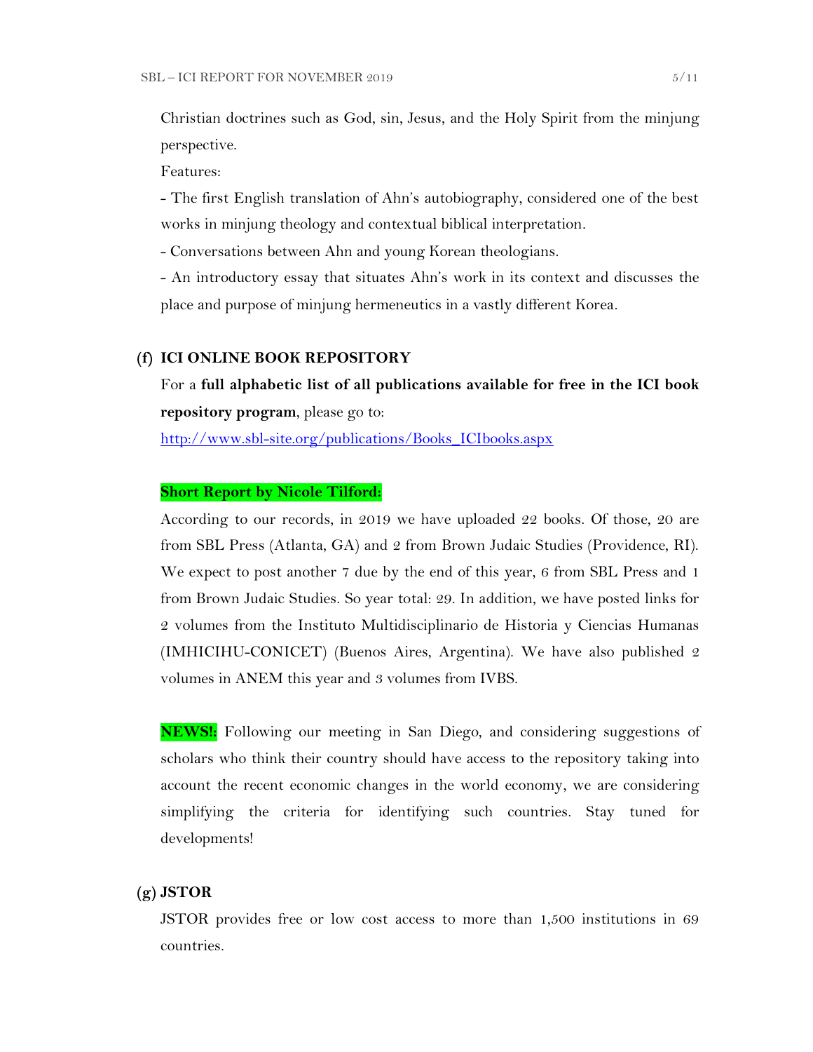Christian doctrines such as God, sin, Jesus, and the Holy Spirit from the minjung perspective.

Features:

- The first English translation of Ahn's autobiography, considered one of the best works in minjung theology and contextual biblical interpretation.
- Conversations between Ahn and young Korean theologians.
- An introductory essay that situates Ahn's work in its context and discusses the place and purpose of minjung hermeneutics in a vastly different Korea.

## (f) ICI ONLINE BOOK REPOSITORY

For a **full alphabetic list of all publications available for free in the ICI book repository program**, please go to:

http://www.sbl-site.org/publications/Books_ICIbooks.aspx

**Short Report by Nicole Tilford:**

According to our records, in 2019 we have uploaded 22 books. Of those, 20 are from SBL Press (Atlanta, GA) and 2 from Brown Judaic Studies (Providence, RI). We expect to post another 7 due by the end of this year, 6 from SBL Press and 1 from Brown Judaic Studies. So year total: 29. In addition, we have posted links for 2 volumes from the Instituto Multidisciplinario de Historia y Ciencias Humanas (IMHICIHU-CONICET) (Buenos Aires, Argentina). We have also published 2 volumes in ANEM this year and 3 volumes from IVBS.

**NEWS!:** Following our meeting in San Diego, and considering suggestions of scholars who think their country should have access to the repository taking into account the recent economic changes in the world economy, we are considering simplifying the criteria for identifying such countries. Stay tuned for developments!

## (g) JSTOR

JSTOR provides free or low cost access to more than 1,500 institutions in 69 countries.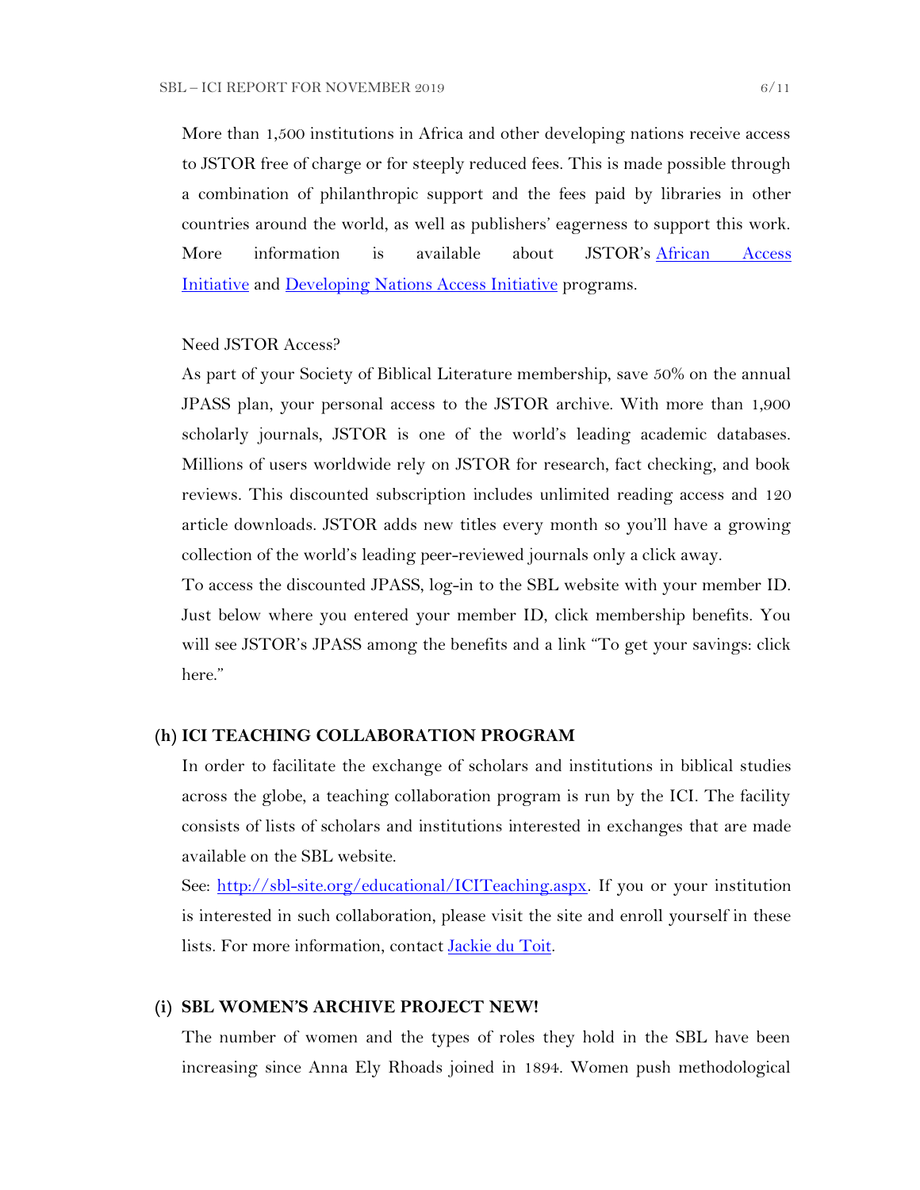More than 1,500 institutions in Africa and other developing nations receive access to JSTOR free of charge or for steeply reduced fees. This is made possible through a combination of philanthropic support and the fees paid by libraries in other countries around the world, as well as publishers' eagerness to support this work. More information is available about JSTOR's [African Access Initiative]() and [Developing Nations Access Initiative]() programs.

Need JSTOR Access?

As part of your Society of Biblical Literature membership, save 50% on the annual JPASS plan, your personal access to the JSTOR archive. With more than 1,900 scholarly journals, JSTOR is one of the world's leading academic databases. Millions of users worldwide rely on JSTOR for research, fact checking, and book reviews. This discounted subscription includes unlimited reading access and 120 article downloads. JSTOR adds new titles every month so you'll have a growing collection of the world's leading peer-reviewed journals only a click away.

To access the discounted JPASS, log-in to the SBL website with your member ID. Just below where you entered your member ID, click membership benefits. You will see JSTOR's JPASS among the benefits and a link "To get your savings: click here."

## (h) ICI TEACHING COLLABORATION PROGRAM

In order to facilitate the exchange of scholars and institutions in biblical studies across the globe, a teaching collaboration program is run by the ICI. The facility consists of lists of scholars and institutions interested in exchanges that are made available on the SBL website.

See: [http://sbl-site.org/educational/ICITeaching.aspx](http://sbl-site.org/educational/ICITeaching.aspx). If you or your institution is interested in such collaboration, please visit the site and enroll yourself in these lists. For more information, contact [Jackie du Toit]().

## (i) SBL WOMEN'S ARCHIVE PROJECT NEW!

The number of women and the types of roles they hold in the SBL have been increasing since Anna Ely Rhoads joined in 1894. Women push methodological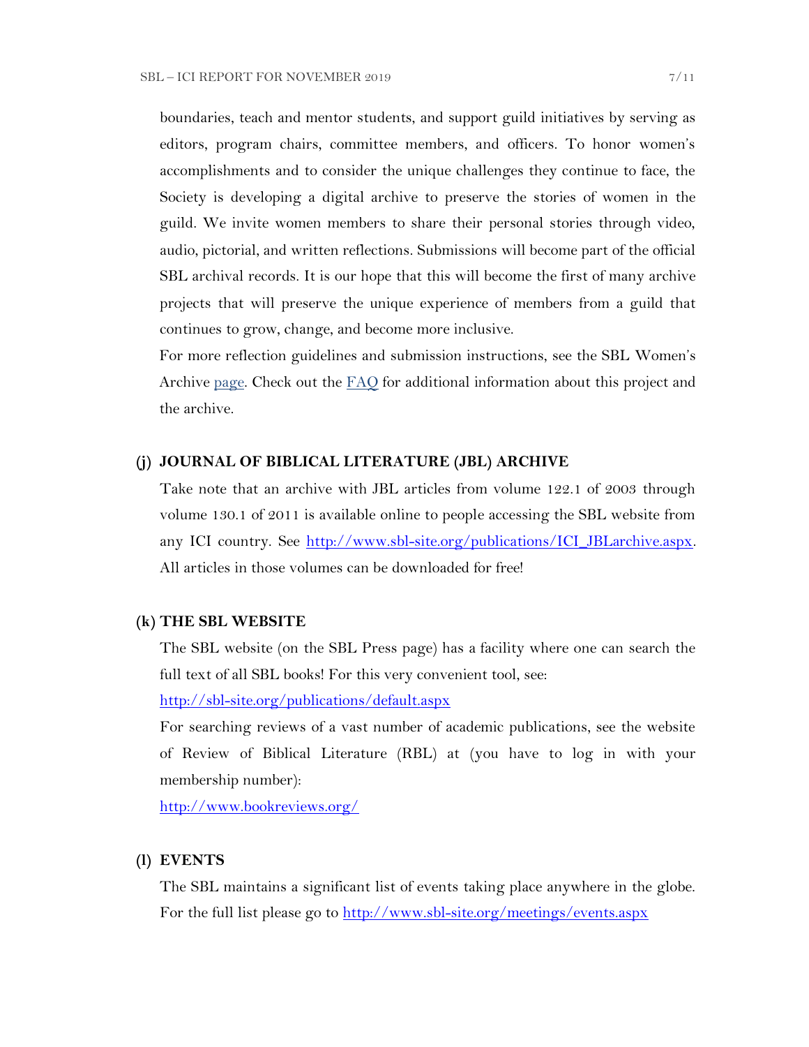boundaries, teach and mentor students, and support guild initiatives by serving as editors, program chairs, committee members, and officers. To honor women's accomplishments and to consider the unique challenges they continue to face, the Society is developing a digital archive to preserve the stories of women in the guild. We invite women members to share their personal stories through video, audio, pictorial, and written reflections. Submissions will become part of the official SBL archival records. It is our hope that this will become the first of many archive projects that will preserve the unique experience of members from a guild that continues to grow, change, and become more inclusive.

For more reflection guidelines and submission instructions, see the SBL Women's Archive page. Check out the FAQ for additional information about this project and the archive.

### (j) JOURNAL OF BIBLICAL LITERATURE (JBL) ARCHIVE

Take note that an archive with JBL articles from volume 122.1 of 2003 through volume 130.1 of 2011 is available online to people accessing the SBL website from any ICI country. See http://www.sbl-site.org/publications/ICI_JBLarchive.aspx. All articles in those volumes can be downloaded for free!

### (k) THE SBL WEBSITE

The SBL website (on the SBL Press page) has a facility where one can search the full text of all SBL books! For this very convenient tool, see:

http://sbl-site.org/publications/default.aspx

For searching reviews of a vast number of academic publications, see the website of Review of Biblical Literature (RBL) at (you have to log in with your membership number):

http://www.bookreviews.org/

### (l) EVENTS

The SBL maintains a significant list of events taking place anywhere in the globe. For the full list please go to http://www.sbl-site.org/meetings/events.aspx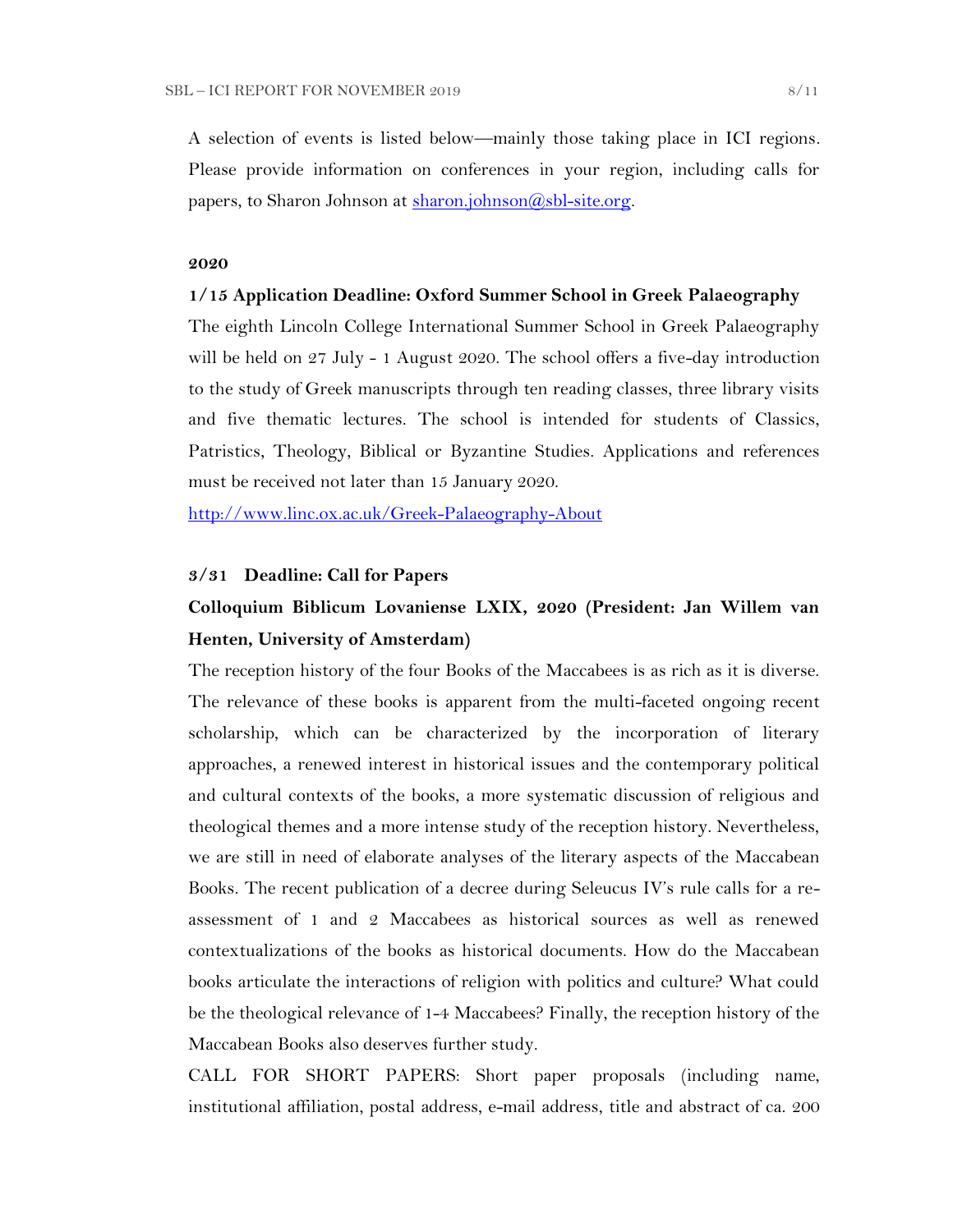A selection of events is listed below—mainly those taking place in ICI regions. Please provide information on conferences in your region, including calls for papers, to Sharon Johnson at [sharon.johnson@sbl-site.org](mailto:sharon.johnson@sbl-site.org).

**2020**

**1/15 Application Deadline: Oxford Summer School in Greek Palaeography**

The eighth Lincoln College International Summer School in Greek Palaeography will be held on 27 July - 1 August 2020. The school offers a five-day introduction to the study of Greek manuscripts through ten reading classes, three library visits and five thematic lectures. The school is intended for students of Classics, Patristics, Theology, Biblical or Byzantine Studies. Applications and references must be received not later than 15 January 2020.

[http://www.linc.ox.ac.uk/Greek-Palaeography-About](http://www.linc.ox.ac.uk/Greek-Palaeography-About)

**3/31 Deadline: Call for Papers**

**Colloquium Biblicum Lovaniense LXIX, 2020 (President: Jan Willem van Henten, University of Amsterdam)**

The reception history of the four Books of the Maccabees is as rich as it is diverse. The relevance of these books is apparent from the multi-faceted ongoing recent scholarship, which can be characterized by the incorporation of literary approaches, a renewed interest in historical issues and the contemporary political and cultural contexts of the books, a more systematic discussion of religious and theological themes and a more intense study of the reception history. Nevertheless, we are still in need of elaborate analyses of the literary aspects of the Maccabean Books. The recent publication of a decree during Seleucus IV's rule calls for a re-assessment of 1 and 2 Maccabees as historical sources as well as renewed contextualizations of the books as historical documents. How do the Maccabean books articulate the interactions of religion with politics and culture? What could be the theological relevance of 1-4 Maccabees? Finally, the reception history of the Maccabean Books also deserves further study.

CALL FOR SHORT PAPERS: Short paper proposals (including name, institutional affiliation, postal address, e-mail address, title and abstract of ca. 200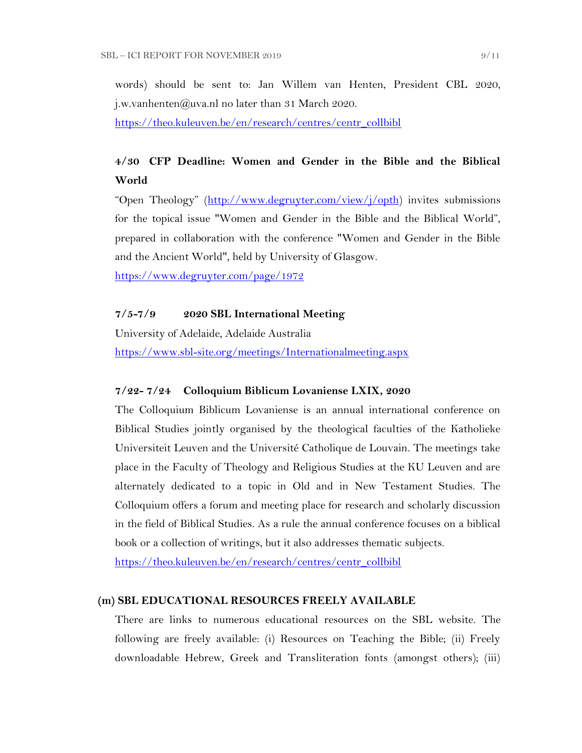words) should be sent to: Jan Willem van Henten, President CBL 2020, j.w.vanhenten@uva.nl no later than 31 March 2020.

https://theo.kuleuven.be/en/research/centres/centr_collbibl

### 4/30 CFP Deadline: Women and Gender in the Bible and the Biblical World

"Open Theology" (http://www.degruyter.com/view/j/opth) invites submissions for the topical issue "Women and Gender in the Bible and the Biblical World", prepared in collaboration with the conference "Women and Gender in the Bible and the Ancient World", held by University of Glasgow.

https://www.degruyter.com/page/1972

### 7/5-7/9 2020 SBL International Meeting

University of Adelaide, Adelaide Australia

https://www.sbl-site.org/meetings/Internationalmeeting.aspx

### 7/22- 7/24 Colloquium Biblicum Lovaniense LXIX, 2020

The Colloquium Biblicum Lovaniense is an annual international conference on Biblical Studies jointly organised by the theological faculties of the Katholieke Universiteit Leuven and the Université Catholique de Louvain. The meetings take place in the Faculty of Theology and Religious Studies at the KU Leuven and are alternately dedicated to a topic in Old and in New Testament Studies. The Colloquium offers a forum and meeting place for research and scholarly discussion in the field of Biblical Studies. As a rule the annual conference focuses on a biblical book or a collection of writings, but it also addresses thematic subjects.

https://theo.kuleuven.be/en/research/centres/centr_collbibl

## (m) SBL EDUCATIONAL RESOURCES FREELY AVAILABLE

There are links to numerous educational resources on the SBL website. The following are freely available: (i) Resources on Teaching the Bible; (ii) Freely downloadable Hebrew, Greek and Transliteration fonts (amongst others); (iii)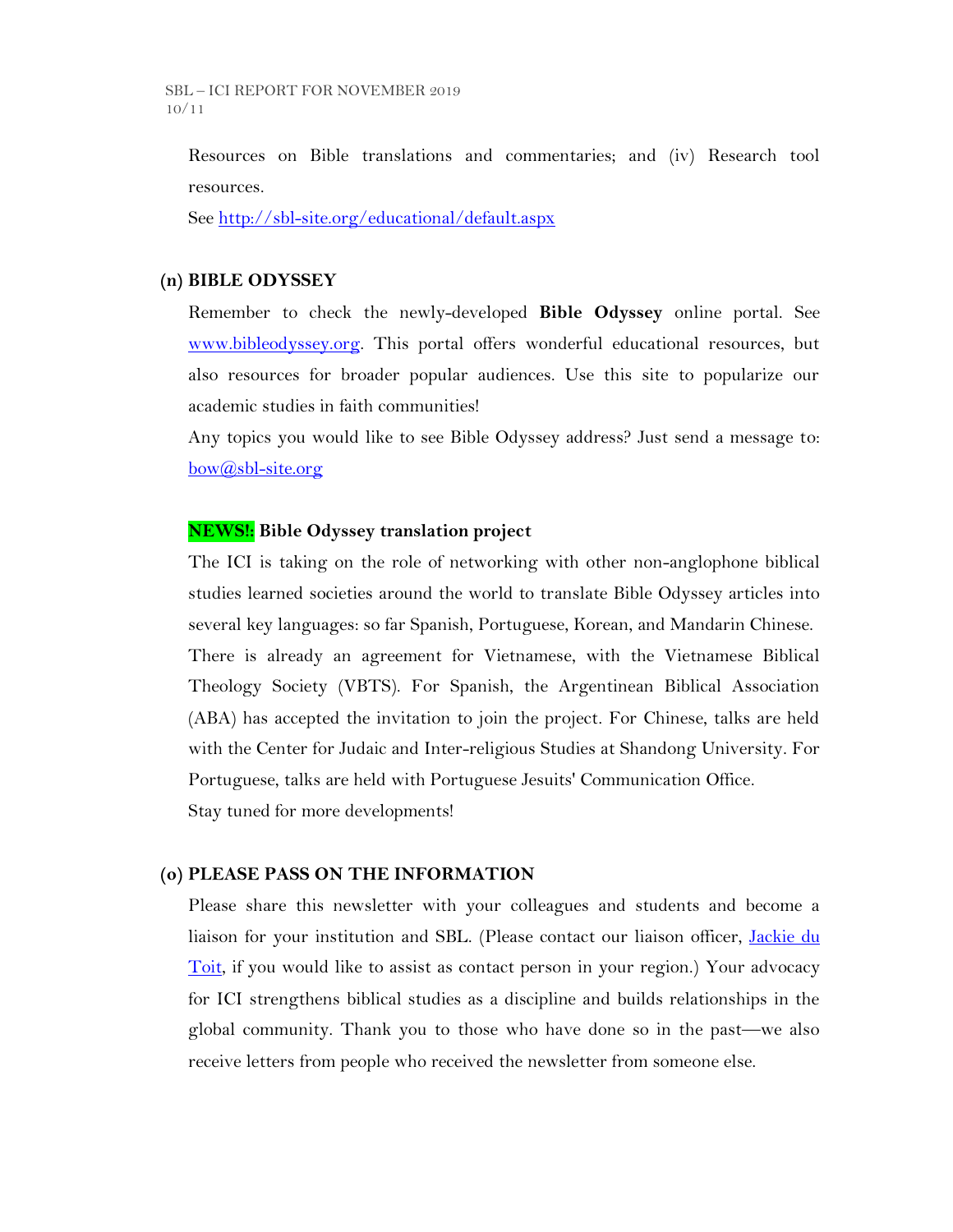Resources on Bible translations and commentaries; and (iv) Research tool resources.

See [http://sbl-site.org/educational/default.aspx](http://sbl-site.org/educational/default.aspx)

**(n) BIBLE ODYSSEY**

Remember to check the newly-developed **Bible Odyssey** online portal. See [www.bibleodyssey.org](www.bibleodyssey.org). This portal offers wonderful educational resources, but also resources for broader popular audiences. Use this site to popularize our academic studies in faith communities!

Any topics you would like to see Bible Odyssey address? Just send a message to: [bow@sbl-site.org](mailto:bow@sbl-site.org)

**NEWS!: Bible Odyssey translation project**

The ICI is taking on the role of networking with other non-anglophone biblical studies learned societies around the world to translate Bible Odyssey articles into several key languages: so far Spanish, Portuguese, Korean, and Mandarin Chinese. There is already an agreement for Vietnamese, with the Vietnamese Biblical Theology Society (VBTS). For Spanish, the Argentinean Biblical Association (ABA) has accepted the invitation to join the project. For Chinese, talks are held with the Center for Judaic and Inter-religious Studies at Shandong University. For Portuguese, talks are held with Portuguese Jesuits' Communication Office.

Stay tuned for more developments!

**(o) PLEASE PASS ON THE INFORMATION**

Please share this newsletter with your colleagues and students and become a liaison for your institution and SBL. (Please contact our liaison officer, Jackie du Toit, if you would like to assist as contact person in your region.) Your advocacy for ICI strengthens biblical studies as a discipline and builds relationships in the global community. Thank you to those who have done so in the past—we also receive letters from people who received the newsletter from someone else.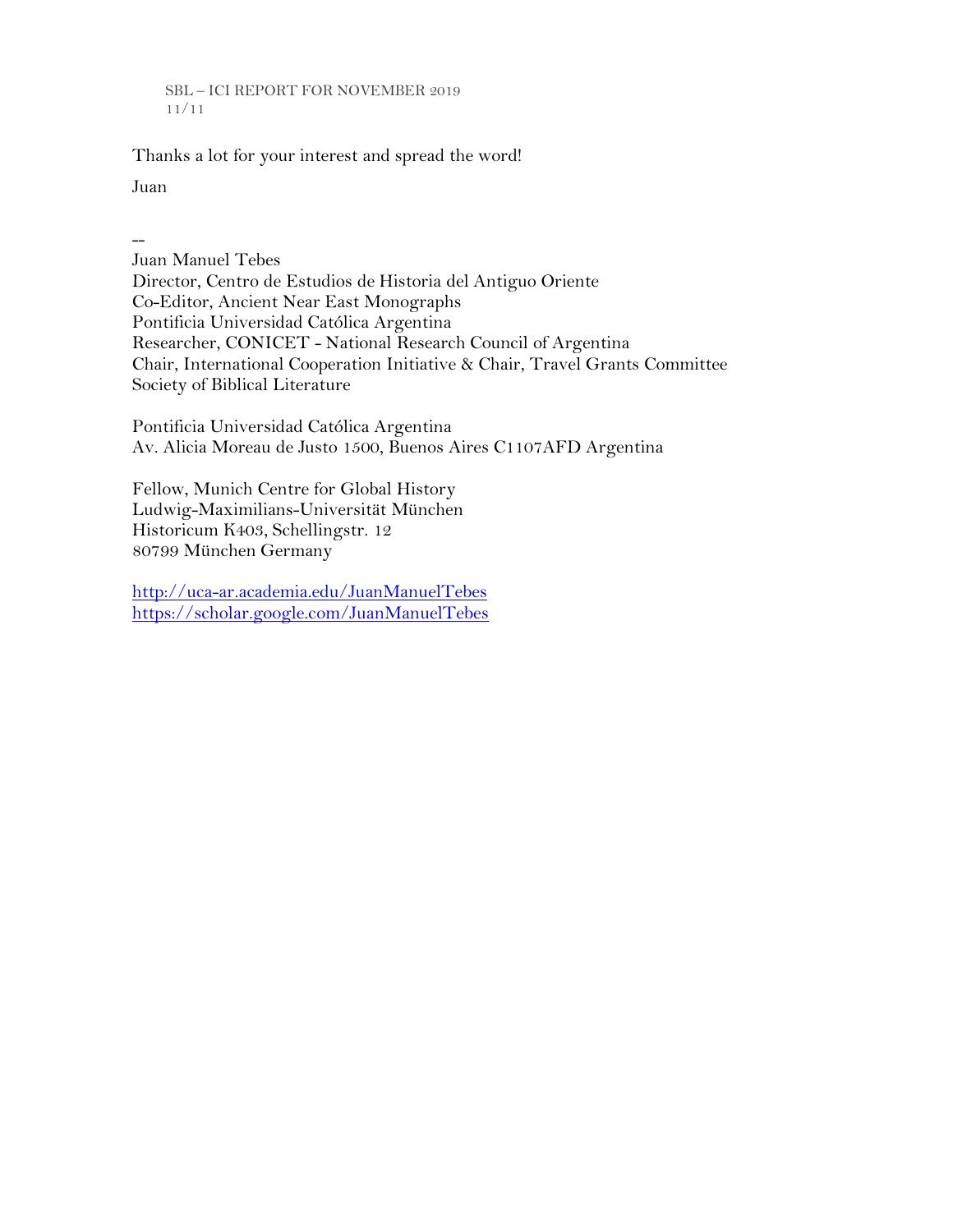Thanks a lot for your interest and spread the word!

Juan

--
Juan Manuel Tebes
Director, Centro de Estudios de Historia del Antiguo Oriente
Co-Editor, Ancient Near East Monographs
Pontificia Universidad Católica Argentina
Researcher, CONICET - National Research Council of Argentina
Chair, International Cooperation Initiative & Chair, Travel Grants Committee
Society of Biblical Literature

Pontificia Universidad Católica Argentina
Av. Alicia Moreau de Justo 1500, Buenos Aires C1107AFD Argentina

Fellow, Munich Centre for Global History
Ludwig-Maximilians-Universität München
Historicum K403, Schellingstr. 12
80799 München Germany

http://uca-ar.academia.edu/JuanManuelTebes
https://scholar.google.com/JuanManuelTebes